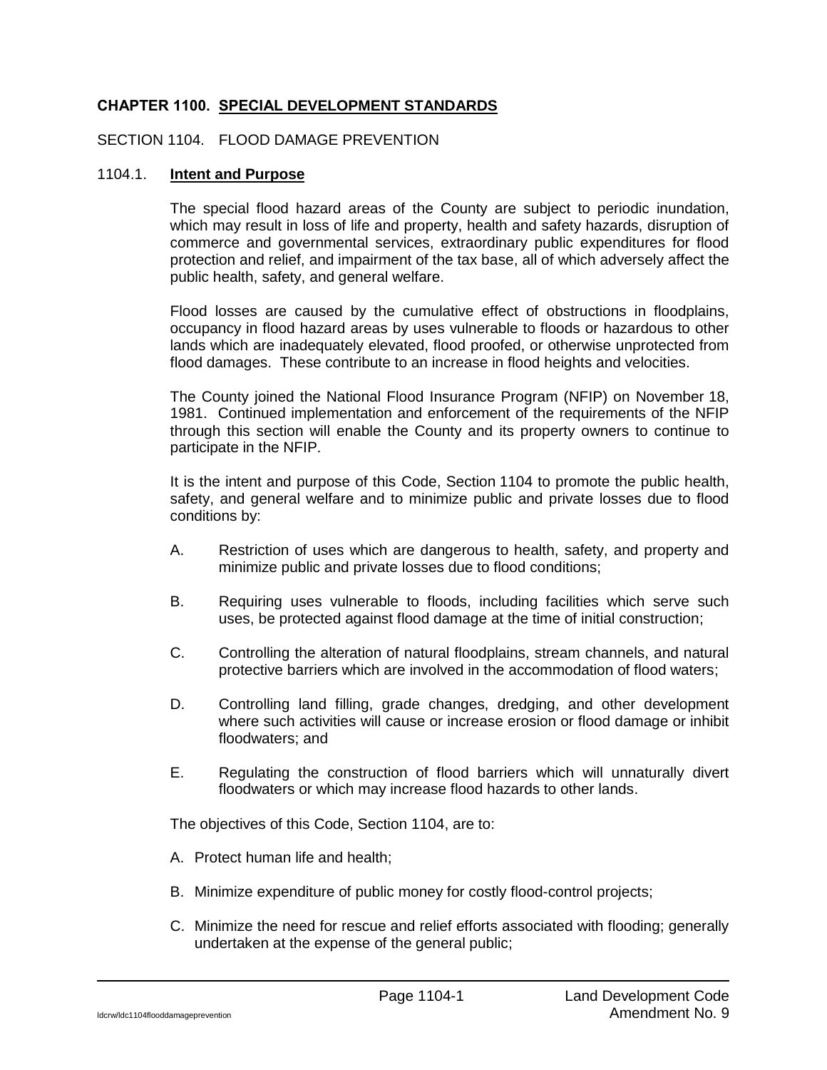# CHAPTER 1100. <u>SPECIAL DEVELOPMENT STANDARDS</u>

## SECTION 1104. FLOOD DAMAGE PREVENTION

### 1104.1. <u>Intent and Purpose</u>

The special flood hazard areas of the County are subject to periodic inundation, which may result in loss of life and property, health and safety hazards, disruption of commerce and governmental services, extraordinary public expenditures for flood protection and relief, and impairment of the tax base, all of which adversely affect the public health, safety, and general welfare.

Flood losses are caused by the cumulative effect of obstructions in floodplains, occupancy in flood hazard areas by uses vulnerable to floods or hazardous to other lands which are inadequately elevated, flood proofed, or otherwise unprotected from flood damages. These contribute to an increase in flood heights and velocities.

The County joined the National Flood Insurance Program (NFIP) on November 18, 1981. Continued implementation and enforcement of the requirements of the NFIP through this section will enable the County and its property owners to continue to participate in the NFIP.

It is the intent and purpose of this Code, Section 1104 to promote the public health, safety, and general welfare and to minimize public and private losses due to flood conditions by:

A. Restriction of uses which are dangerous to health, safety, and property and minimize public and private losses due to flood conditions;

B. Requiring uses vulnerable to floods, including facilities which serve such uses, be protected against flood damage at the time of initial construction;

C. Controlling the alteration of natural floodplains, stream channels, and natural protective barriers which are involved in the accommodation of flood waters;

D. Controlling land filling, grade changes, dredging, and other development where such activities will cause or increase erosion or flood damage or inhibit floodwaters; and

E. Regulating the construction of flood barriers which will unnaturally divert floodwaters or which may increase flood hazards to other lands.

The objectives of this Code, Section 1104, are to:

A. Protect human life and health;

B. Minimize expenditure of public money for costly flood-control projects;

C. Minimize the need for rescue and relief efforts associated with flooding; generally undertaken at the expense of the general public;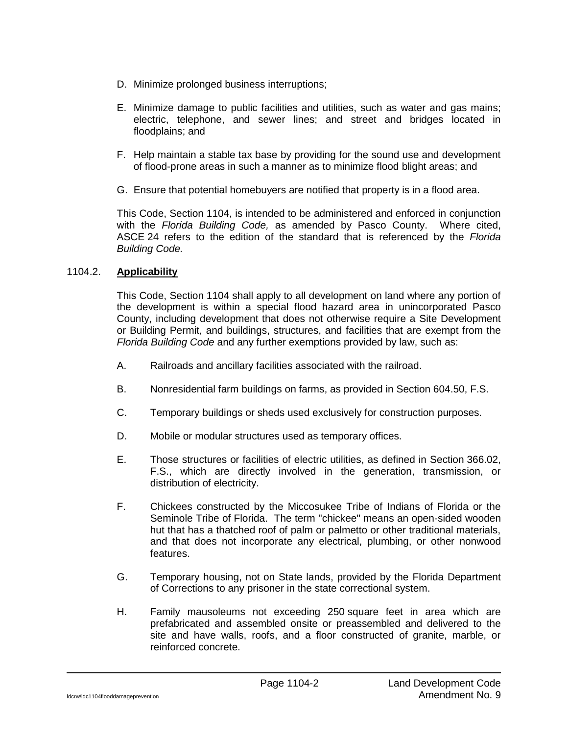D. Minimize prolonged business interruptions;

E. Minimize damage to public facilities and utilities, such as water and gas mains; electric, telephone, and sewer lines; and street and bridges located in floodplains; and

F. Help maintain a stable tax base by providing for the sound use and development of flood-prone areas in such a manner as to minimize flood blight areas; and

G. Ensure that potential homebuyers are notified that property is in a flood area.

This Code, Section 1104, is intended to be administered and enforced in conjunction with the *Florida Building Code,* as amended by Pasco County. Where cited, ASCE 24 refers to the edition of the standard that is referenced by the *Florida Building Code.*

1104.2. **Applicability**

This Code, Section 1104 shall apply to all development on land where any portion of the development is within a special flood hazard area in unincorporated Pasco County, including development that does not otherwise require a Site Development or Building Permit, and buildings, structures, and facilities that are exempt from the *Florida Building Code* and any further exemptions provided by law, such as:

A. Railroads and ancillary facilities associated with the railroad.

B. Nonresidential farm buildings on farms, as provided in Section 604.50, F.S.

C. Temporary buildings or sheds used exclusively for construction purposes.

D. Mobile or modular structures used as temporary offices.

E. Those structures or facilities of electric utilities, as defined in Section 366.02, F.S., which are directly involved in the generation, transmission, or distribution of electricity.

F. Chickees constructed by the Miccosukee Tribe of Indians of Florida or the Seminole Tribe of Florida. The term "chickee" means an open-sided wooden hut that has a thatched roof of palm or palmetto or other traditional materials, and that does not incorporate any electrical, plumbing, or other nonwood features.

G. Temporary housing, not on State lands, provided by the Florida Department of Corrections to any prisoner in the state correctional system.

H. Family mausoleums not exceeding 250 square feet in area which are prefabricated and assembled onsite or preassembled and delivered to the site and have walls, roofs, and a floor constructed of granite, marble, or reinforced concrete.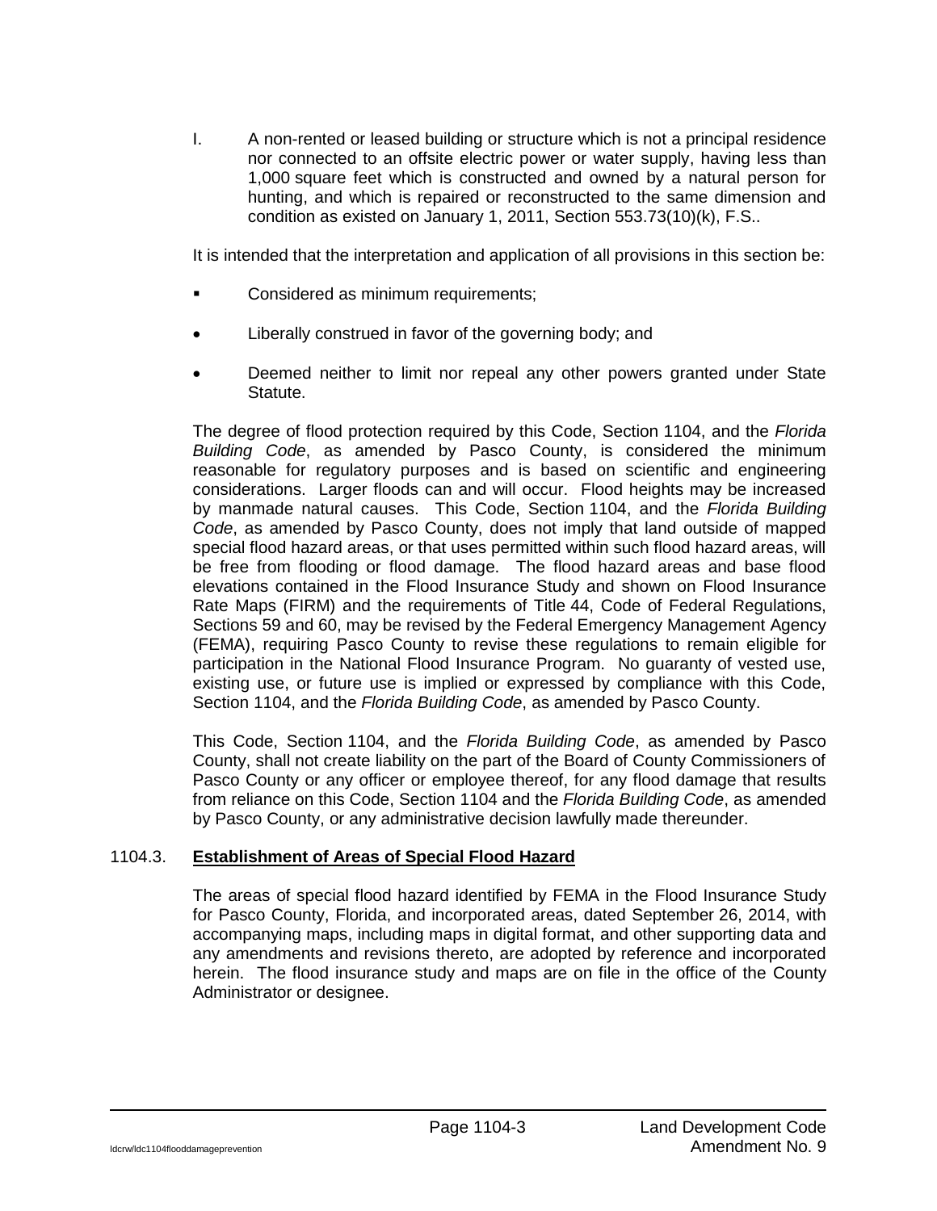I. A non-rented or leased building or structure which is not a principal residence nor connected to an offsite electric power or water supply, having less than 1,000 square feet which is constructed and owned by a natural person for hunting, and which is repaired or reconstructed to the same dimension and condition as existed on January 1, 2011, Section 553.73(10)(k), F.S..

It is intended that the interpretation and application of all provisions in this section be:

- Considered as minimum requirements;
- Liberally construed in favor of the governing body; and
- Deemed neither to limit nor repeal any other powers granted under State Statute.

The degree of flood protection required by this Code, Section 1104, and the *Florida Building Code*, as amended by Pasco County, is considered the minimum reasonable for regulatory purposes and is based on scientific and engineering considerations. Larger floods can and will occur. Flood heights may be increased by manmade natural causes. This Code, Section 1104, and the *Florida Building Code*, as amended by Pasco County, does not imply that land outside of mapped special flood hazard areas, or that uses permitted within such flood hazard areas, will be free from flooding or flood damage. The flood hazard areas and base flood elevations contained in the Flood Insurance Study and shown on Flood Insurance Rate Maps (FIRM) and the requirements of Title 44, Code of Federal Regulations, Sections 59 and 60, may be revised by the Federal Emergency Management Agency (FEMA), requiring Pasco County to revise these regulations to remain eligible for participation in the National Flood Insurance Program. No guaranty of vested use, existing use, or future use is implied or expressed by compliance with this Code, Section 1104, and the *Florida Building Code*, as amended by Pasco County.

This Code, Section 1104, and the *Florida Building Code*, as amended by Pasco County, shall not create liability on the part of the Board of County Commissioners of Pasco County or any officer or employee thereof, for any flood damage that results from reliance on this Code, Section 1104 and the *Florida Building Code*, as amended by Pasco County, or any administrative decision lawfully made thereunder.

## 1104.3. **Establishment of Areas of Special Flood Hazard**

The areas of special flood hazard identified by FEMA in the Flood Insurance Study for Pasco County, Florida, and incorporated areas, dated September 26, 2014, with accompanying maps, including maps in digital format, and other supporting data and any amendments and revisions thereto, are adopted by reference and incorporated herein. The flood insurance study and maps are on file in the office of the County Administrator or designee.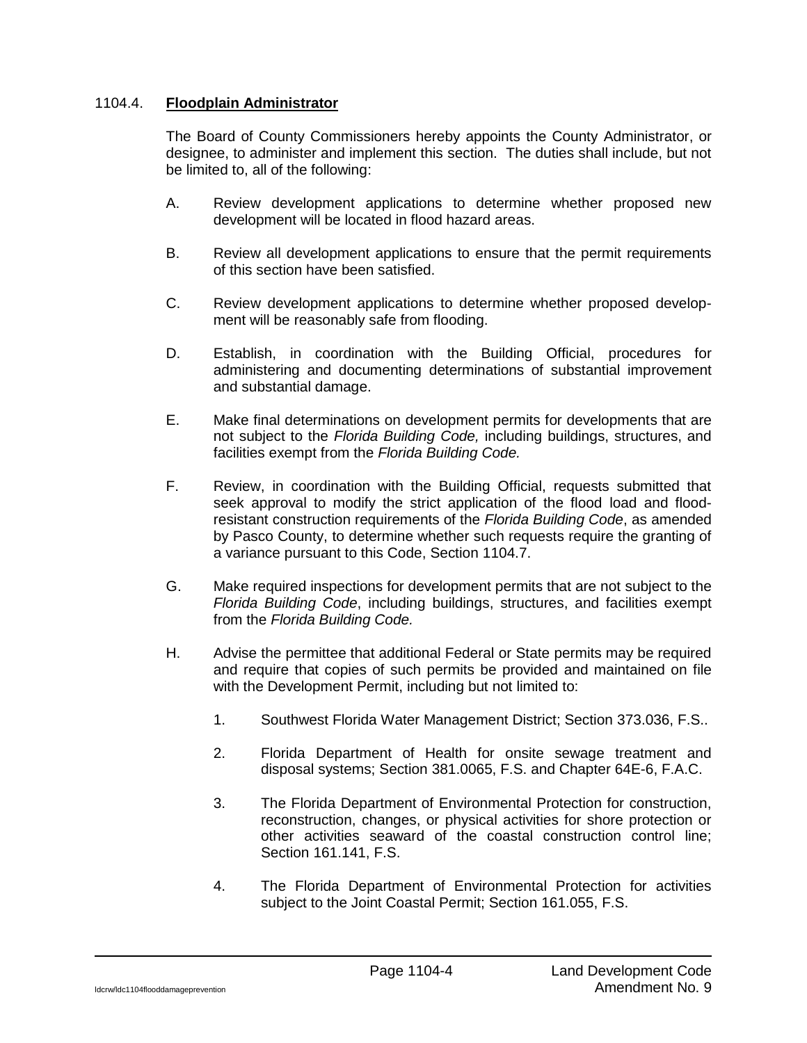### 1104.4. **Floodplain Administrator**

The Board of County Commissioners hereby appoints the County Administrator, or designee, to administer and implement this section. The duties shall include, but not be limited to, all of the following:

A. Review development applications to determine whether proposed new development will be located in flood hazard areas.

B. Review all development applications to ensure that the permit requirements of this section have been satisfied.

C. Review development applications to determine whether proposed development will be reasonably safe from flooding.

D. Establish, in coordination with the Building Official, procedures for administering and documenting determinations of substantial improvement and substantial damage.

E. Make final determinations on development permits for developments that are not subject to the *Florida Building Code,* including buildings, structures, and facilities exempt from the *Florida Building Code.*

F. Review, in coordination with the Building Official, requests submitted that seek approval to modify the strict application of the flood load and flood-resistant construction requirements of the *Florida Building Code*, as amended by Pasco County, to determine whether such requests require the granting of a variance pursuant to this Code, Section 1104.7.

G. Make required inspections for development permits that are not subject to the *Florida Building Code*, including buildings, structures, and facilities exempt from the *Florida Building Code.*

H. Advise the permittee that additional Federal or State permits may be required and require that copies of such permits be provided and maintained on file with the Development Permit, including but not limited to:

1. Southwest Florida Water Management District; Section 373.036, F.S..

2. Florida Department of Health for onsite sewage treatment and disposal systems; Section 381.0065, F.S. and Chapter 64E-6, F.A.C.

3. The Florida Department of Environmental Protection for construction, reconstruction, changes, or physical activities for shore protection or other activities seaward of the coastal construction control line; Section 161.141, F.S.

4. The Florida Department of Environmental Protection for activities subject to the Joint Coastal Permit; Section 161.055, F.S.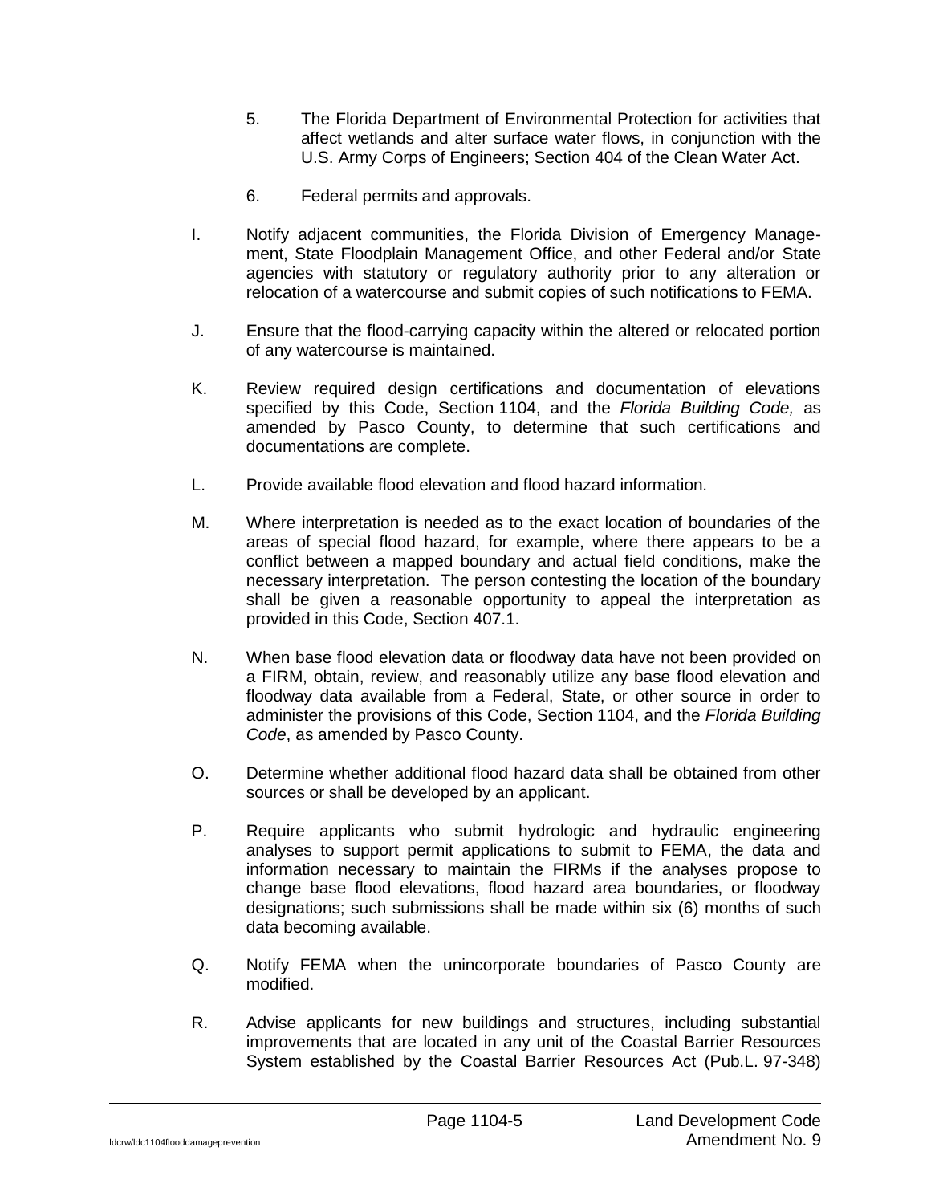5. The Florida Department of Environmental Protection for activities that affect wetlands and alter surface water flows, in conjunction with the U.S. Army Corps of Engineers; Section 404 of the Clean Water Act.

6. Federal permits and approvals.

I. Notify adjacent communities, the Florida Division of Emergency Management, State Floodplain Management Office, and other Federal and/or State agencies with statutory or regulatory authority prior to any alteration or relocation of a watercourse and submit copies of such notifications to FEMA.

J. Ensure that the flood-carrying capacity within the altered or relocated portion of any watercourse is maintained.

K. Review required design certifications and documentation of elevations specified by this Code, Section 1104, and the *Florida Building Code,* as amended by Pasco County, to determine that such certifications and documentations are complete.

L. Provide available flood elevation and flood hazard information.

M. Where interpretation is needed as to the exact location of boundaries of the areas of special flood hazard, for example, where there appears to be a conflict between a mapped boundary and actual field conditions, make the necessary interpretation. The person contesting the location of the boundary shall be given a reasonable opportunity to appeal the interpretation as provided in this Code, Section 407.1.

N. When base flood elevation data or floodway data have not been provided on a FIRM, obtain, review, and reasonably utilize any base flood elevation and floodway data available from a Federal, State, or other source in order to administer the provisions of this Code, Section 1104, and the *Florida Building Code*, as amended by Pasco County.

O. Determine whether additional flood hazard data shall be obtained from other sources or shall be developed by an applicant.

P. Require applicants who submit hydrologic and hydraulic engineering analyses to support permit applications to submit to FEMA, the data and information necessary to maintain the FIRMs if the analyses propose to change base flood elevations, flood hazard area boundaries, or floodway designations; such submissions shall be made within six (6) months of such data becoming available.

Q. Notify FEMA when the unincorporate boundaries of Pasco County are modified.

R. Advise applicants for new buildings and structures, including substantial improvements that are located in any unit of the Coastal Barrier Resources System established by the Coastal Barrier Resources Act (Pub.L. 97-348)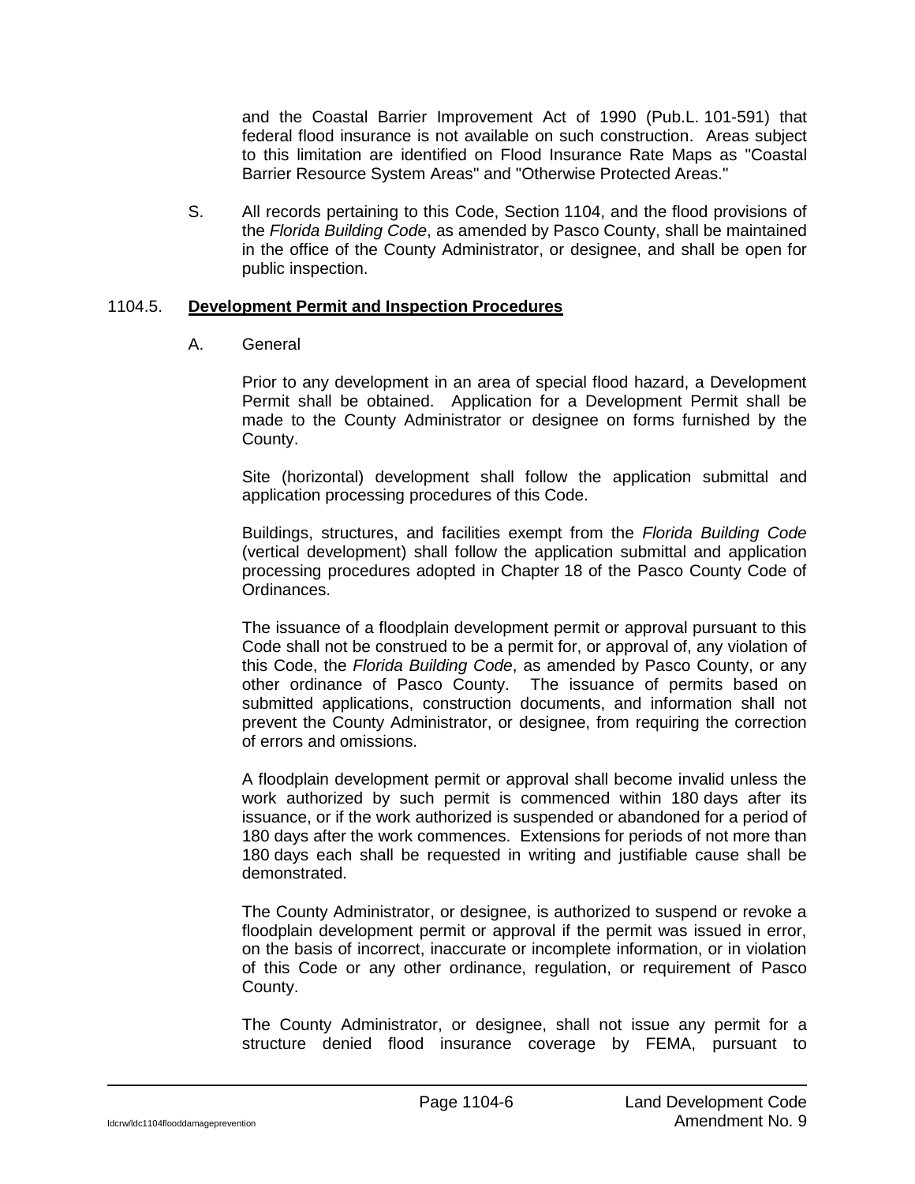and the Coastal Barrier Improvement Act of 1990 (Pub.L. 101-591) that federal flood insurance is not available on such construction. Areas subject to this limitation are identified on Flood Insurance Rate Maps as "Coastal Barrier Resource System Areas" and "Otherwise Protected Areas."

S. All records pertaining to this Code, Section 1104, and the flood provisions of the *Florida Building Code*, as amended by Pasco County, shall be maintained in the office of the County Administrator, or designee, and shall be open for public inspection.

### 1104.5. **Development Permit and Inspection Procedures**

A. General

Prior to any development in an area of special flood hazard, a Development Permit shall be obtained. Application for a Development Permit shall be made to the County Administrator or designee on forms furnished by the County.

Site (horizontal) development shall follow the application submittal and application processing procedures of this Code.

Buildings, structures, and facilities exempt from the *Florida Building Code* (vertical development) shall follow the application submittal and application processing procedures adopted in Chapter 18 of the Pasco County Code of Ordinances.

The issuance of a floodplain development permit or approval pursuant to this Code shall not be construed to be a permit for, or approval of, any violation of this Code, the *Florida Building Code*, as amended by Pasco County, or any other ordinance of Pasco County. The issuance of permits based on submitted applications, construction documents, and information shall not prevent the County Administrator, or designee, from requiring the correction of errors and omissions.

A floodplain development permit or approval shall become invalid unless the work authorized by such permit is commenced within 180 days after its issuance, or if the work authorized is suspended or abandoned for a period of 180 days after the work commences. Extensions for periods of not more than 180 days each shall be requested in writing and justifiable cause shall be demonstrated.

The County Administrator, or designee, is authorized to suspend or revoke a floodplain development permit or approval if the permit was issued in error, on the basis of incorrect, inaccurate or incomplete information, or in violation of this Code or any other ordinance, regulation, or requirement of Pasco County.

The County Administrator, or designee, shall not issue any permit for a structure denied flood insurance coverage by FEMA, pursuant to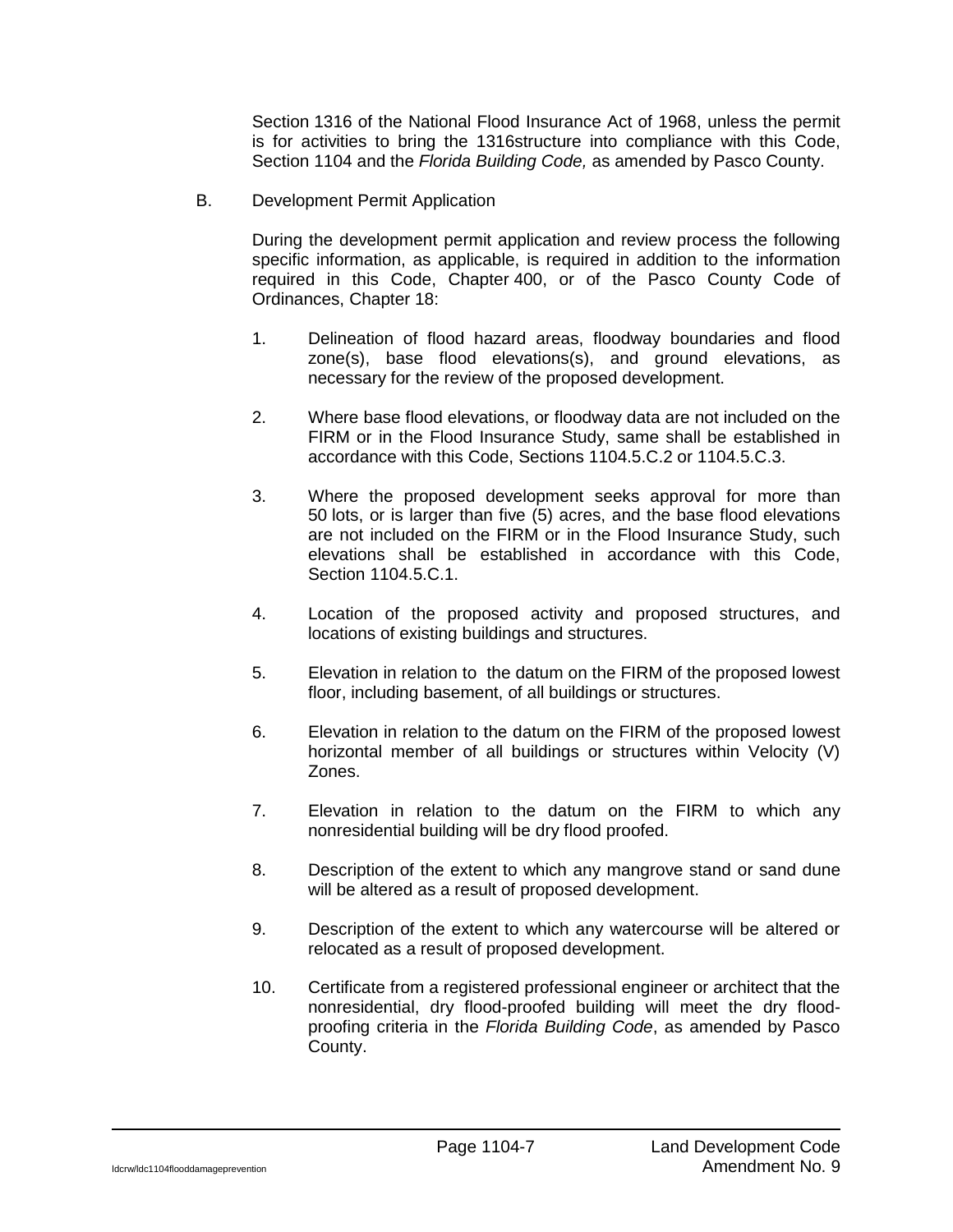Section 1316 of the National Flood Insurance Act of 1968, unless the permit is for activities to bring the 1316structure into compliance with this Code, Section 1104 and the *Florida Building Code,* as amended by Pasco County.

B. Development Permit Application

During the development permit application and review process the following specific information, as applicable, is required in addition to the information required in this Code, Chapter 400, or of the Pasco County Code of Ordinances, Chapter 18:

1. Delineation of flood hazard areas, floodway boundaries and flood zone(s), base flood elevations(s), and ground elevations, as necessary for the review of the proposed development.

2. Where base flood elevations, or floodway data are not included on the FIRM or in the Flood Insurance Study, same shall be established in accordance with this Code, Sections 1104.5.C.2 or 1104.5.C.3.

3. Where the proposed development seeks approval for more than 50 lots, or is larger than five (5) acres, and the base flood elevations are not included on the FIRM or in the Flood Insurance Study, such elevations shall be established in accordance with this Code, Section 1104.5.C.1.

4. Location of the proposed activity and proposed structures, and locations of existing buildings and structures.

5. Elevation in relation to the datum on the FIRM of the proposed lowest floor, including basement, of all buildings or structures.

6. Elevation in relation to the datum on the FIRM of the proposed lowest horizontal member of all buildings or structures within Velocity (V) Zones.

7. Elevation in relation to the datum on the FIRM to which any nonresidential building will be dry flood proofed.

8. Description of the extent to which any mangrove stand or sand dune will be altered as a result of proposed development.

9. Description of the extent to which any watercourse will be altered or relocated as a result of proposed development.

10. Certificate from a registered professional engineer or architect that the nonresidential, dry flood-proofed building will meet the dry flood-proofing criteria in the *Florida Building Code*, as amended by Pasco County.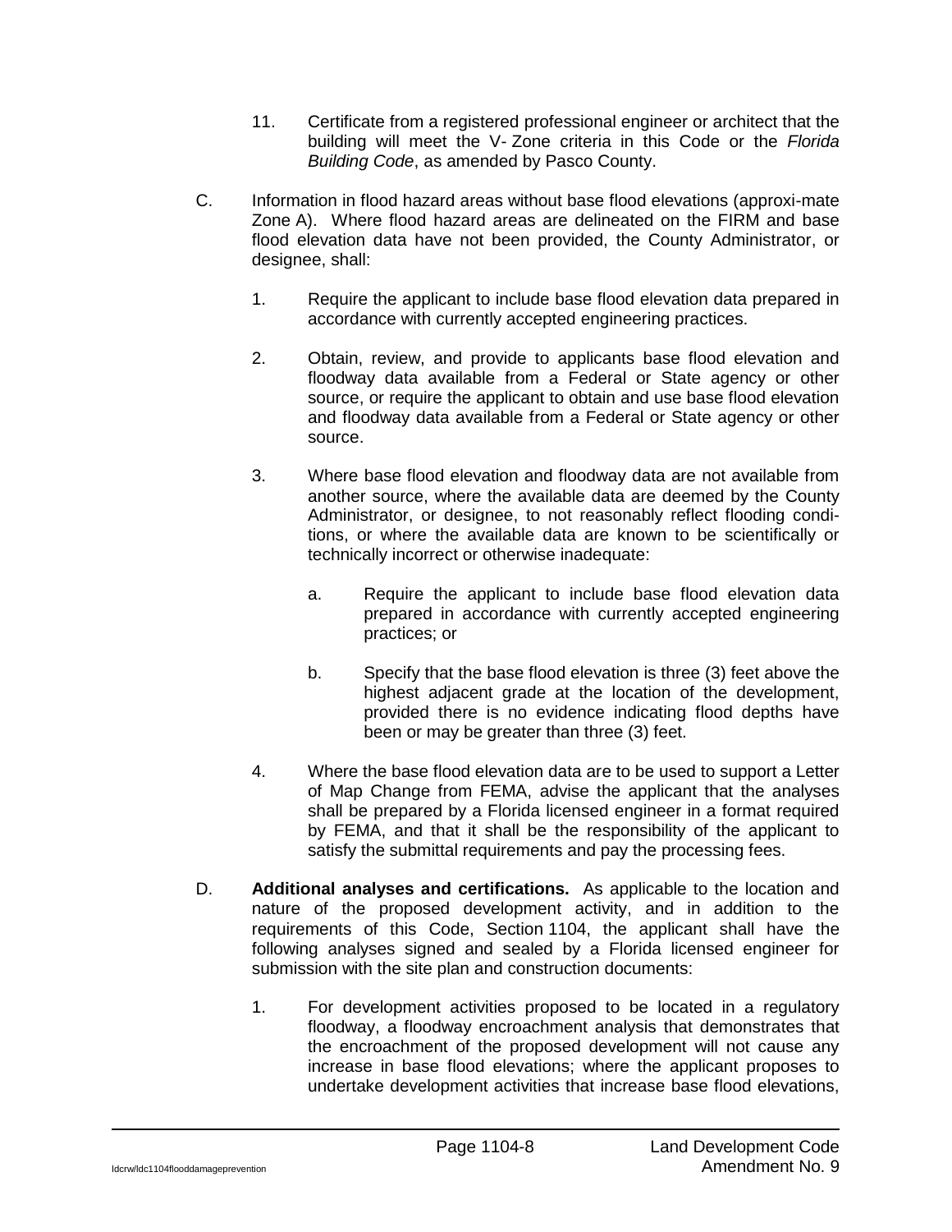11. Certificate from a registered professional engineer or architect that the building will meet the V- Zone criteria in this Code or the *Florida Building Code*, as amended by Pasco County.

C. Information in flood hazard areas without base flood elevations (approximate Zone A). Where flood hazard areas are delineated on the FIRM and base flood elevation data have not been provided, the County Administrator, or designee, shall:

   1. Require the applicant to include base flood elevation data prepared in accordance with currently accepted engineering practices.

   2. Obtain, review, and provide to applicants base flood elevation and floodway data available from a Federal or State agency or other source, or require the applicant to obtain and use base flood elevation and floodway data available from a Federal or State agency or other source.

   3. Where base flood elevation and floodway data are not available from another source, where the available data are deemed by the County Administrator, or designee, to not reasonably reflect flooding conditions, or where the available data are known to be scientifically or technically incorrect or otherwise inadequate:

      a. Require the applicant to include base flood elevation data prepared in accordance with currently accepted engineering practices; or

      b. Specify that the base flood elevation is three (3) feet above the highest adjacent grade at the location of the development, provided there is no evidence indicating flood depths have been or may be greater than three (3) feet.

   4. Where the base flood elevation data are to be used to support a Letter of Map Change from FEMA, advise the applicant that the analyses shall be prepared by a Florida licensed engineer in a format required by FEMA, and that it shall be the responsibility of the applicant to satisfy the submittal requirements and pay the processing fees.

D. **Additional analyses and certifications.** As applicable to the location and nature of the proposed development activity, and in addition to the requirements of this Code, Section 1104, the applicant shall have the following analyses signed and sealed by a Florida licensed engineer for submission with the site plan and construction documents:

   1. For development activities proposed to be located in a regulatory floodway, a floodway encroachment analysis that demonstrates that the encroachment of the proposed development will not cause any increase in base flood elevations; where the applicant proposes to undertake development activities that increase base flood elevations,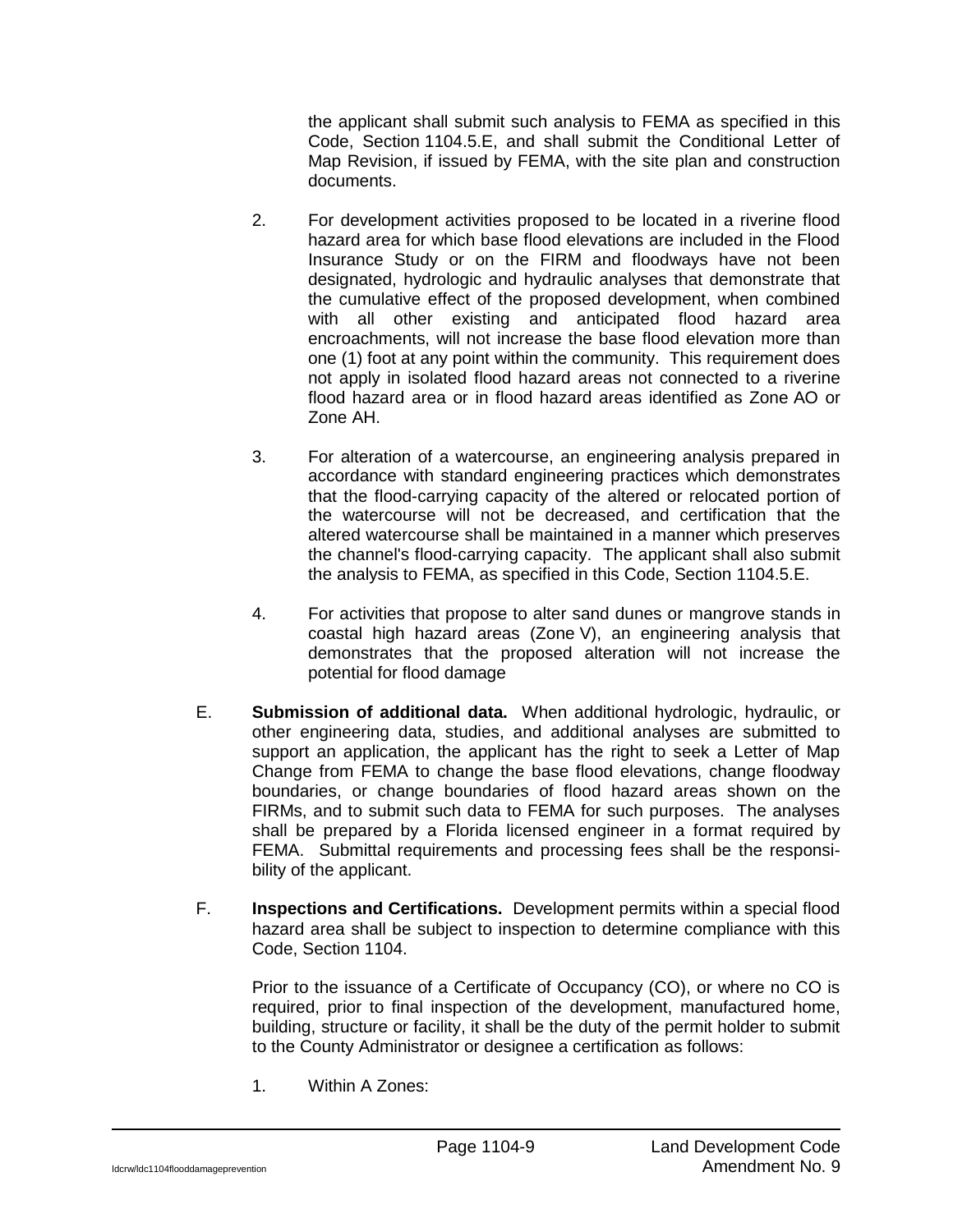the applicant shall submit such analysis to FEMA as specified in this Code, Section 1104.5.E, and shall submit the Conditional Letter of Map Revision, if issued by FEMA, with the site plan and construction documents.

2. For development activities proposed to be located in a riverine flood hazard area for which base flood elevations are included in the Flood Insurance Study or on the FIRM and floodways have not been designated, hydrologic and hydraulic analyses that demonstrate that the cumulative effect of the proposed development, when combined with all other existing and anticipated flood hazard area encroachments, will not increase the base flood elevation more than one (1) foot at any point within the community. This requirement does not apply in isolated flood hazard areas not connected to a riverine flood hazard area or in flood hazard areas identified as Zone AO or Zone AH.

3. For alteration of a watercourse, an engineering analysis prepared in accordance with standard engineering practices which demonstrates that the flood-carrying capacity of the altered or relocated portion of the watercourse will not be decreased, and certification that the altered watercourse shall be maintained in a manner which preserves the channel's flood-carrying capacity. The applicant shall also submit the analysis to FEMA, as specified in this Code, Section 1104.5.E.

4. For activities that propose to alter sand dunes or mangrove stands in coastal high hazard areas (Zone V), an engineering analysis that demonstrates that the proposed alteration will not increase the potential for flood damage

E. **Submission of additional data.** When additional hydrologic, hydraulic, or other engineering data, studies, and additional analyses are submitted to support an application, the applicant has the right to seek a Letter of Map Change from FEMA to change the base flood elevations, change floodway boundaries, or change boundaries of flood hazard areas shown on the FIRMs, and to submit such data to FEMA for such purposes. The analyses shall be prepared by a Florida licensed engineer in a format required by FEMA. Submittal requirements and processing fees shall be the responsibility of the applicant.

F. **Inspections and Certifications.** Development permits within a special flood hazard area shall be subject to inspection to determine compliance with this Code, Section 1104.

Prior to the issuance of a Certificate of Occupancy (CO), or where no CO is required, prior to final inspection of the development, manufactured home, building, structure or facility, it shall be the duty of the permit holder to submit to the County Administrator or designee a certification as follows:

1. Within A Zones: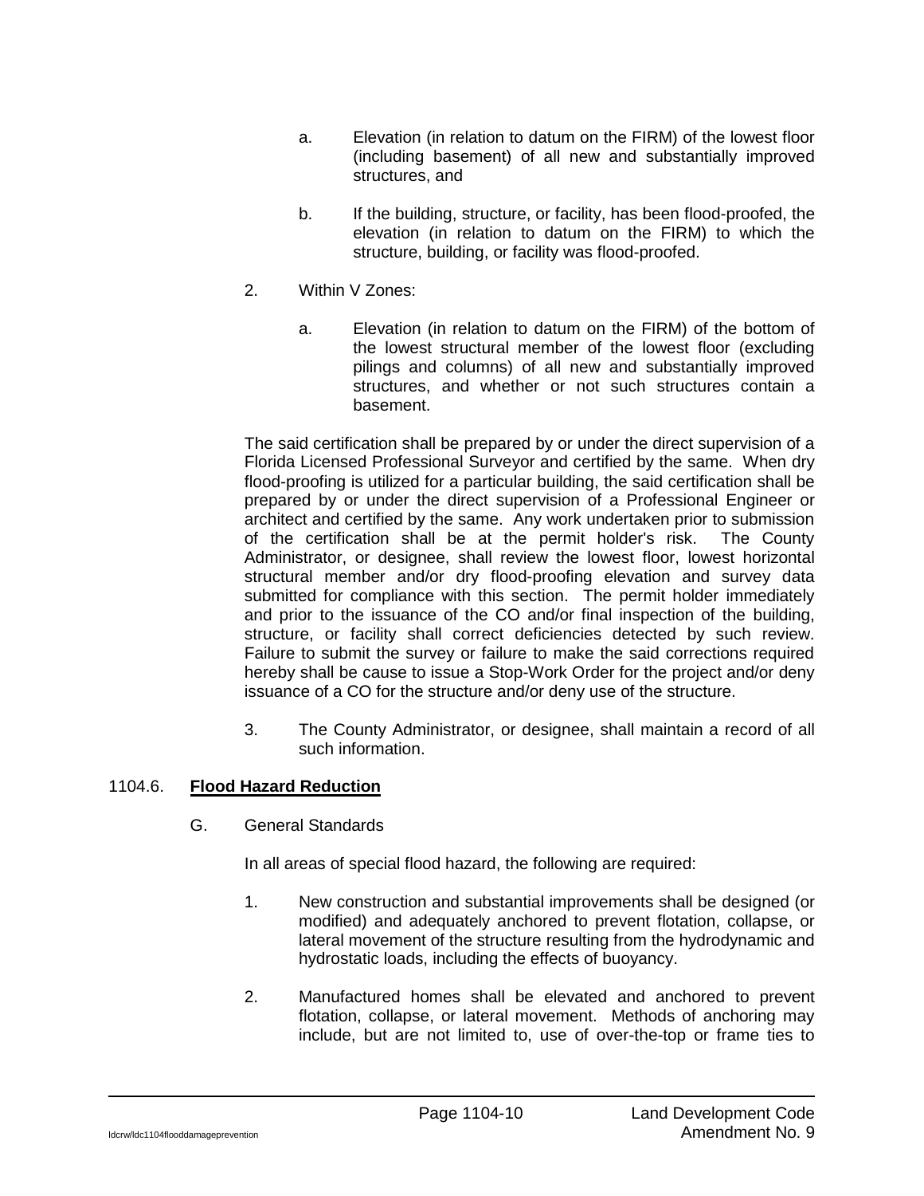a. Elevation (in relation to datum on the FIRM) of the lowest floor (including basement) of all new and substantially improved structures, and

b. If the building, structure, or facility, has been flood-proofed, the elevation (in relation to datum on the FIRM) to which the structure, building, or facility was flood-proofed.

2. Within V Zones:

a. Elevation (in relation to datum on the FIRM) of the bottom of the lowest structural member of the lowest floor (excluding pilings and columns) of all new and substantially improved structures, and whether or not such structures contain a basement.

The said certification shall be prepared by or under the direct supervision of a Florida Licensed Professional Surveyor and certified by the same. When dry flood-proofing is utilized for a particular building, the said certification shall be prepared by or under the direct supervision of a Professional Engineer or architect and certified by the same. Any work undertaken prior to submission of the certification shall be at the permit holder's risk. The County Administrator, or designee, shall review the lowest floor, lowest horizontal structural member and/or dry flood-proofing elevation and survey data submitted for compliance with this section. The permit holder immediately and prior to the issuance of the CO and/or final inspection of the building, structure, or facility shall correct deficiencies detected by such review. Failure to submit the survey or failure to make the said corrections required hereby shall be cause to issue a Stop-Work Order for the project and/or deny issuance of a CO for the structure and/or deny use of the structure.

3. The County Administrator, or designee, shall maintain a record of all such information.

## 1104.6. **Flood Hazard Reduction**

G. General Standards

In all areas of special flood hazard, the following are required:

1. New construction and substantial improvements shall be designed (or modified) and adequately anchored to prevent flotation, collapse, or lateral movement of the structure resulting from the hydrodynamic and hydrostatic loads, including the effects of buoyancy.

2. Manufactured homes shall be elevated and anchored to prevent flotation, collapse, or lateral movement. Methods of anchoring may include, but are not limited to, use of over-the-top or frame ties to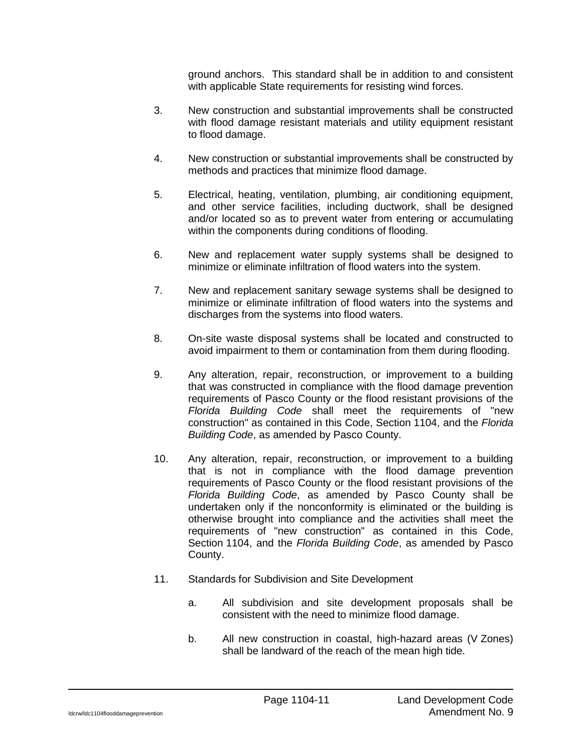ground anchors. This standard shall be in addition to and consistent with applicable State requirements for resisting wind forces.

3. New construction and substantial improvements shall be constructed with flood damage resistant materials and utility equipment resistant to flood damage.

4. New construction or substantial improvements shall be constructed by methods and practices that minimize flood damage.

5. Electrical, heating, ventilation, plumbing, air conditioning equipment, and other service facilities, including ductwork, shall be designed and/or located so as to prevent water from entering or accumulating within the components during conditions of flooding.

6. New and replacement water supply systems shall be designed to minimize or eliminate infiltration of flood waters into the system.

7. New and replacement sanitary sewage systems shall be designed to minimize or eliminate infiltration of flood waters into the systems and discharges from the systems into flood waters.

8. On-site waste disposal systems shall be located and constructed to avoid impairment to them or contamination from them during flooding.

9. Any alteration, repair, reconstruction, or improvement to a building that was constructed in compliance with the flood damage prevention requirements of Pasco County or the flood resistant provisions of the *Florida Building Code* shall meet the requirements of "new construction" as contained in this Code, Section 1104, and the *Florida Building Code*, as amended by Pasco County.

10. Any alteration, repair, reconstruction, or improvement to a building that is not in compliance with the flood damage prevention requirements of Pasco County or the flood resistant provisions of the *Florida Building Code*, as amended by Pasco County shall be undertaken only if the nonconformity is eliminated or the building is otherwise brought into compliance and the activities shall meet the requirements of "new construction" as contained in this Code, Section 1104, and the *Florida Building Code*, as amended by Pasco County.

11. Standards for Subdivision and Site Development

    a. All subdivision and site development proposals shall be consistent with the need to minimize flood damage.

    b. All new construction in coastal, high-hazard areas (V Zones) shall be landward of the reach of the mean high tide.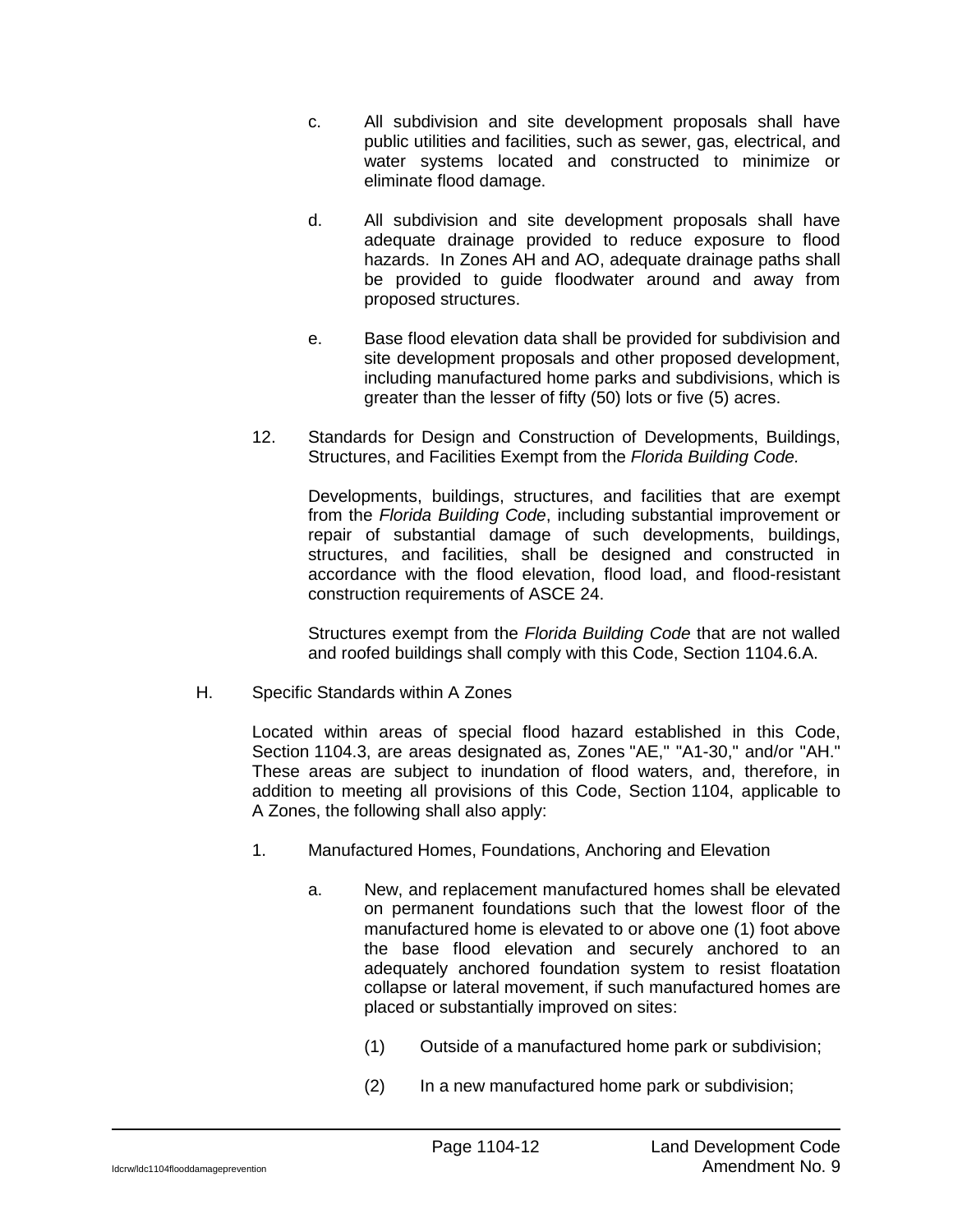c. All subdivision and site development proposals shall have public utilities and facilities, such as sewer, gas, electrical, and water systems located and constructed to minimize or eliminate flood damage.

d. All subdivision and site development proposals shall have adequate drainage provided to reduce exposure to flood hazards. In Zones AH and AO, adequate drainage paths shall be provided to guide floodwater around and away from proposed structures.

e. Base flood elevation data shall be provided for subdivision and site development proposals and other proposed development, including manufactured home parks and subdivisions, which is greater than the lesser of fifty (50) lots or five (5) acres.

12. Standards for Design and Construction of Developments, Buildings, Structures, and Facilities Exempt from the *Florida Building Code.*

Developments, buildings, structures, and facilities that are exempt from the *Florida Building Code*, including substantial improvement or repair of substantial damage of such developments, buildings, structures, and facilities, shall be designed and constructed in accordance with the flood elevation, flood load, and flood-resistant construction requirements of ASCE 24.

Structures exempt from the *Florida Building Code* that are not walled and roofed buildings shall comply with this Code, Section 1104.6.A.

H. Specific Standards within A Zones

Located within areas of special flood hazard established in this Code, Section 1104.3, are areas designated as, Zones "AE," "A1-30," and/or "AH." These areas are subject to inundation of flood waters, and, therefore, in addition to meeting all provisions of this Code, Section 1104, applicable to A Zones, the following shall also apply:

1. Manufactured Homes, Foundations, Anchoring and Elevation

a. New, and replacement manufactured homes shall be elevated on permanent foundations such that the lowest floor of the manufactured home is elevated to or above one (1) foot above the base flood elevation and securely anchored to an adequately anchored foundation system to resist floatation collapse or lateral movement, if such manufactured homes are placed or substantially improved on sites:

(1) Outside of a manufactured home park or subdivision;

(2) In a new manufactured home park or subdivision;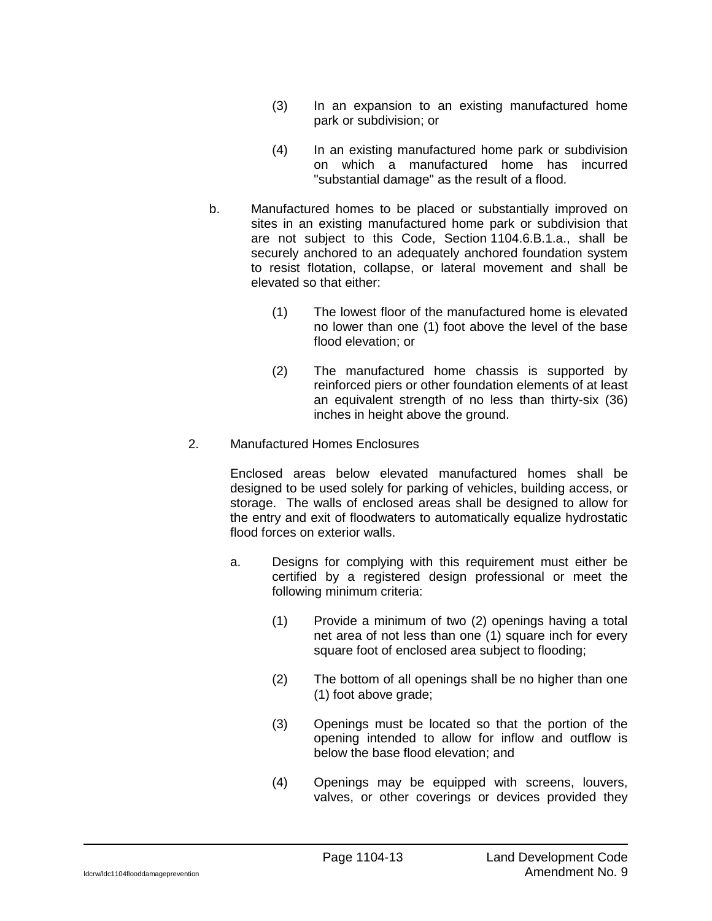(3) In an expansion to an existing manufactured home park or subdivision; or

(4) In an existing manufactured home park or subdivision on which a manufactured home has incurred "substantial damage" as the result of a flood.

b. Manufactured homes to be placed or substantially improved on sites in an existing manufactured home park or subdivision that are not subject to this Code, Section 1104.6.B.1.a., shall be securely anchored to an adequately anchored foundation system to resist flotation, collapse, or lateral movement and shall be elevated so that either:

(1) The lowest floor of the manufactured home is elevated no lower than one (1) foot above the level of the base flood elevation; or

(2) The manufactured home chassis is supported by reinforced piers or other foundation elements of at least an equivalent strength of no less than thirty-six (36) inches in height above the ground.

2. Manufactured Homes Enclosures

Enclosed areas below elevated manufactured homes shall be designed to be used solely for parking of vehicles, building access, or storage. The walls of enclosed areas shall be designed to allow for the entry and exit of floodwaters to automatically equalize hydrostatic flood forces on exterior walls.

a. Designs for complying with this requirement must either be certified by a registered design professional or meet the following minimum criteria:

(1) Provide a minimum of two (2) openings having a total net area of not less than one (1) square inch for every square foot of enclosed area subject to flooding;

(2) The bottom of all openings shall be no higher than one (1) foot above grade;

(3) Openings must be located so that the portion of the opening intended to allow for inflow and outflow is below the base flood elevation; and

(4) Openings may be equipped with screens, louvers, valves, or other coverings or devices provided they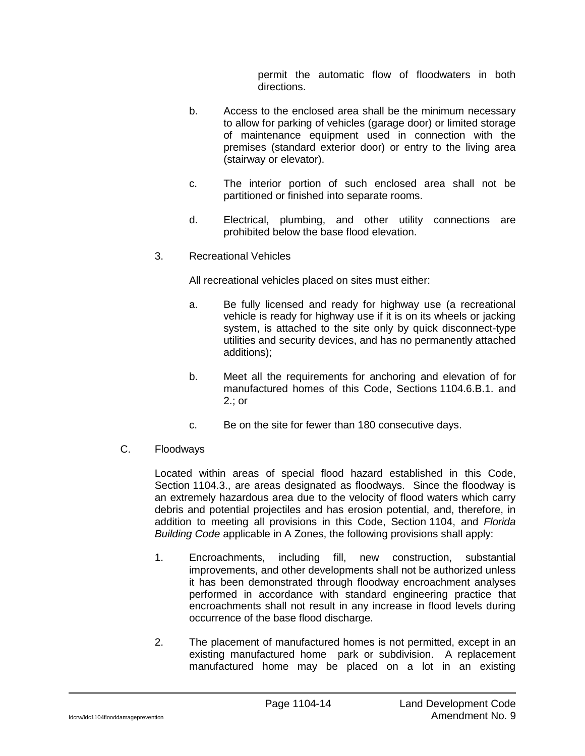permit the automatic flow of floodwaters in both directions.

b. Access to the enclosed area shall be the minimum necessary to allow for parking of vehicles (garage door) or limited storage of maintenance equipment used in connection with the premises (standard exterior door) or entry to the living area (stairway or elevator).

c. The interior portion of such enclosed area shall not be partitioned or finished into separate rooms.

d. Electrical, plumbing, and other utility connections are prohibited below the base flood elevation.

3. Recreational Vehicles

All recreational vehicles placed on sites must either:

a. Be fully licensed and ready for highway use (a recreational vehicle is ready for highway use if it is on its wheels or jacking system, is attached to the site only by quick disconnect-type utilities and security devices, and has no permanently attached additions);

b. Meet all the requirements for anchoring and elevation of for manufactured homes of this Code, Sections 1104.6.B.1. and 2.; or

c. Be on the site for fewer than 180 consecutive days.

C. Floodways

Located within areas of special flood hazard established in this Code, Section 1104.3., are areas designated as floodways. Since the floodway is an extremely hazardous area due to the velocity of flood waters which carry debris and potential projectiles and has erosion potential, and, therefore, in addition to meeting all provisions in this Code, Section 1104, and *Florida Building Code* applicable in A Zones, the following provisions shall apply:

1. Encroachments, including fill, new construction, substantial improvements, and other developments shall not be authorized unless it has been demonstrated through floodway encroachment analyses performed in accordance with standard engineering practice that encroachments shall not result in any increase in flood levels during occurrence of the base flood discharge.

2. The placement of manufactured homes is not permitted, except in an existing manufactured home park or subdivision. A replacement manufactured home may be placed on a lot in an existing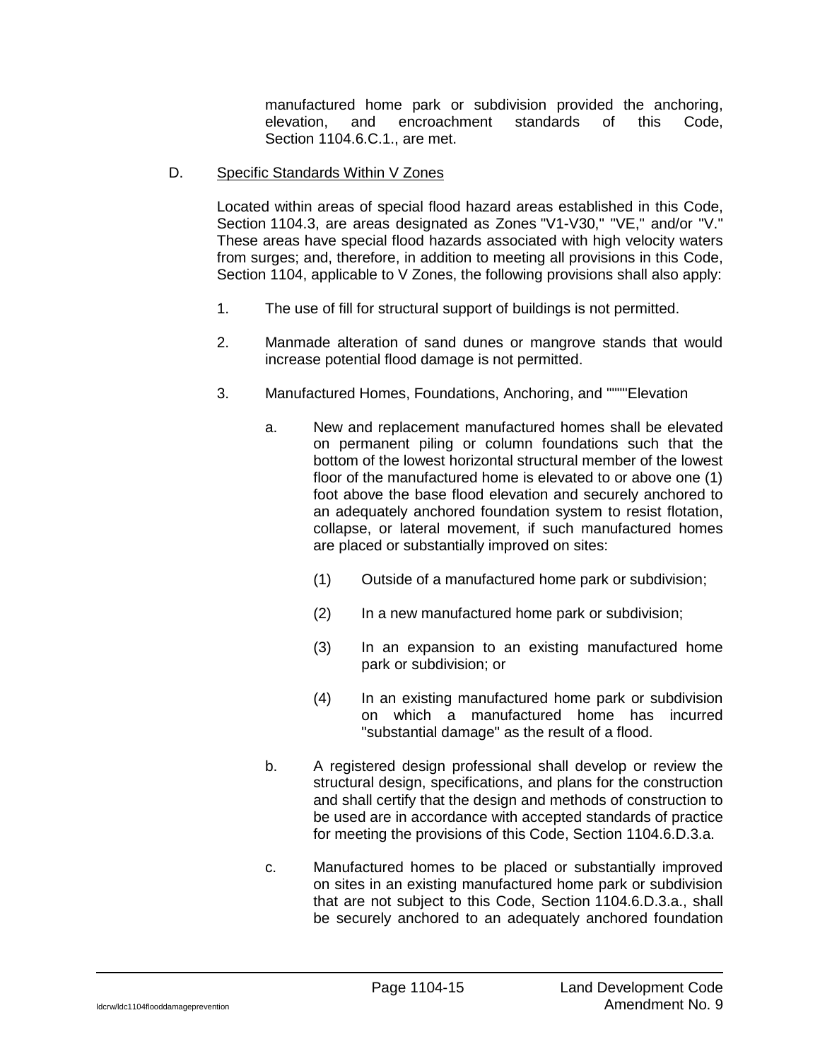manufactured home park or subdivision provided the anchoring, elevation, and encroachment standards of this Code, Section 1104.6.C.1., are met.

D. Specific Standards Within V Zones

Located within areas of special flood hazard areas established in this Code, Section 1104.3, are areas designated as Zones "V1-V30," "VE," and/or "V." These areas have special flood hazards associated with high velocity waters from surges; and, therefore, in addition to meeting all provisions in this Code, Section 1104, applicable to V Zones, the following provisions shall also apply:

1. The use of fill for structural support of buildings is not permitted.

2. Manmade alteration of sand dunes or mangrove stands that would increase potential flood damage is not permitted.

3. Manufactured Homes, Foundations, Anchoring, and """"Elevation

   a. New and replacement manufactured homes shall be elevated on permanent piling or column foundations such that the bottom of the lowest horizontal structural member of the lowest floor of the manufactured home is elevated to or above one (1) foot above the base flood elevation and securely anchored to an adequately anchored foundation system to resist flotation, collapse, or lateral movement, if such manufactured homes are placed or substantially improved on sites:

      (1) Outside of a manufactured home park or subdivision;

      (2) In a new manufactured home park or subdivision;

      (3) In an expansion to an existing manufactured home park or subdivision; or

      (4) In an existing manufactured home park or subdivision on which a manufactured home has incurred "substantial damage" as the result of a flood.

   b. A registered design professional shall develop or review the structural design, specifications, and plans for the construction and shall certify that the design and methods of construction to be used are in accordance with accepted standards of practice for meeting the provisions of this Code, Section 1104.6.D.3.a.

   c. Manufactured homes to be placed or substantially improved on sites in an existing manufactured home park or subdivision that are not subject to this Code, Section 1104.6.D.3.a., shall be securely anchored to an adequately anchored foundation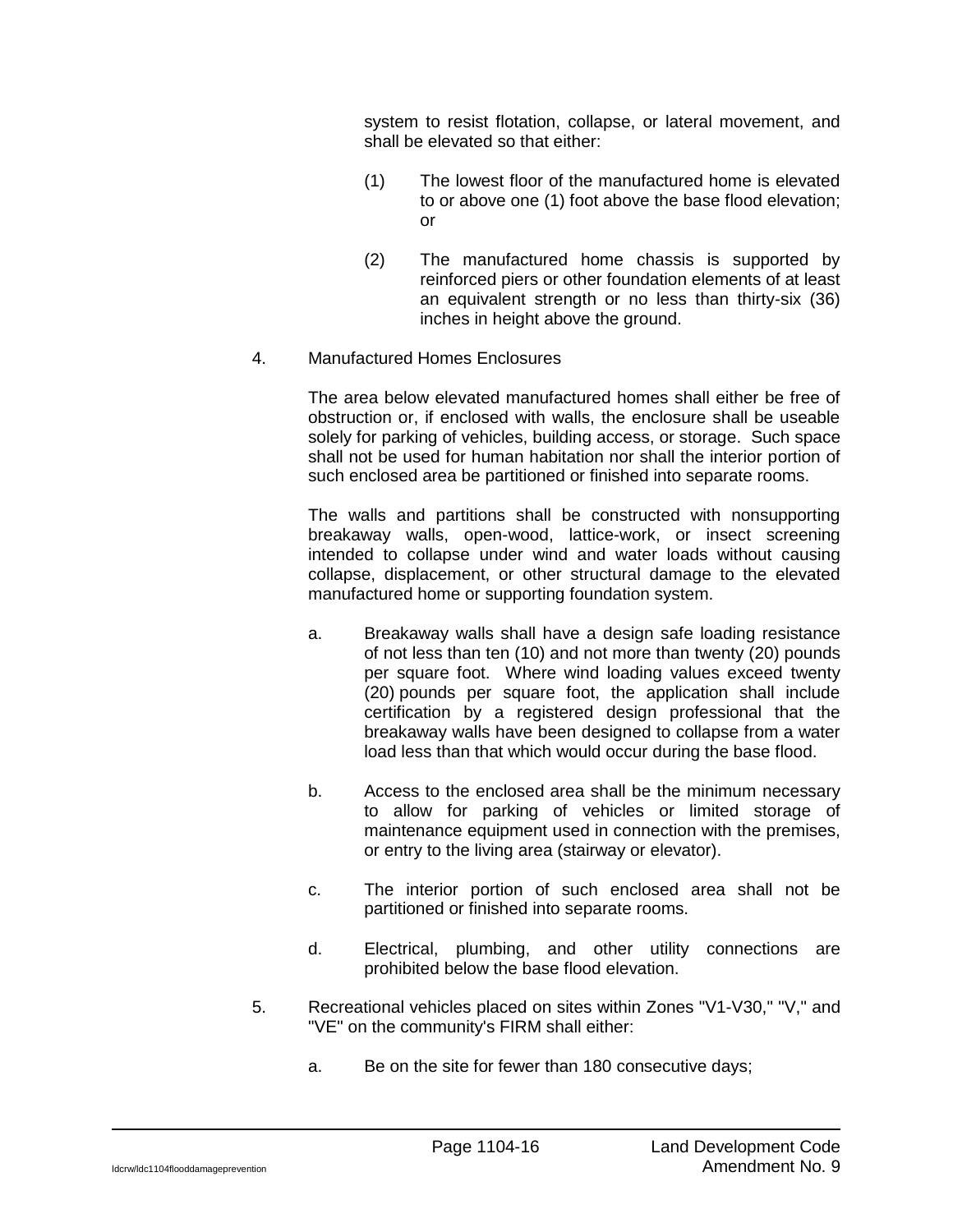system to resist flotation, collapse, or lateral movement, and shall be elevated so that either:

(1) The lowest floor of the manufactured home is elevated to or above one (1) foot above the base flood elevation; or

(2) The manufactured home chassis is supported by reinforced piers or other foundation elements of at least an equivalent strength or no less than thirty-six (36) inches in height above the ground.

4. Manufactured Homes Enclosures

The area below elevated manufactured homes shall either be free of obstruction or, if enclosed with walls, the enclosure shall be useable solely for parking of vehicles, building access, or storage. Such space shall not be used for human habitation nor shall the interior portion of such enclosed area be partitioned or finished into separate rooms.

The walls and partitions shall be constructed with nonsupporting breakaway walls, open-wood, lattice-work, or insect screening intended to collapse under wind and water loads without causing collapse, displacement, or other structural damage to the elevated manufactured home or supporting foundation system.

a. Breakaway walls shall have a design safe loading resistance of not less than ten (10) and not more than twenty (20) pounds per square foot. Where wind loading values exceed twenty (20) pounds per square foot, the application shall include certification by a registered design professional that the breakaway walls have been designed to collapse from a water load less than that which would occur during the base flood.

b. Access to the enclosed area shall be the minimum necessary to allow for parking of vehicles or limited storage of maintenance equipment used in connection with the premises, or entry to the living area (stairway or elevator).

c. The interior portion of such enclosed area shall not be partitioned or finished into separate rooms.

d. Electrical, plumbing, and other utility connections are prohibited below the base flood elevation.

5. Recreational vehicles placed on sites within Zones "V1-V30," "V," and "VE" on the community's FIRM shall either:

a. Be on the site for fewer than 180 consecutive days;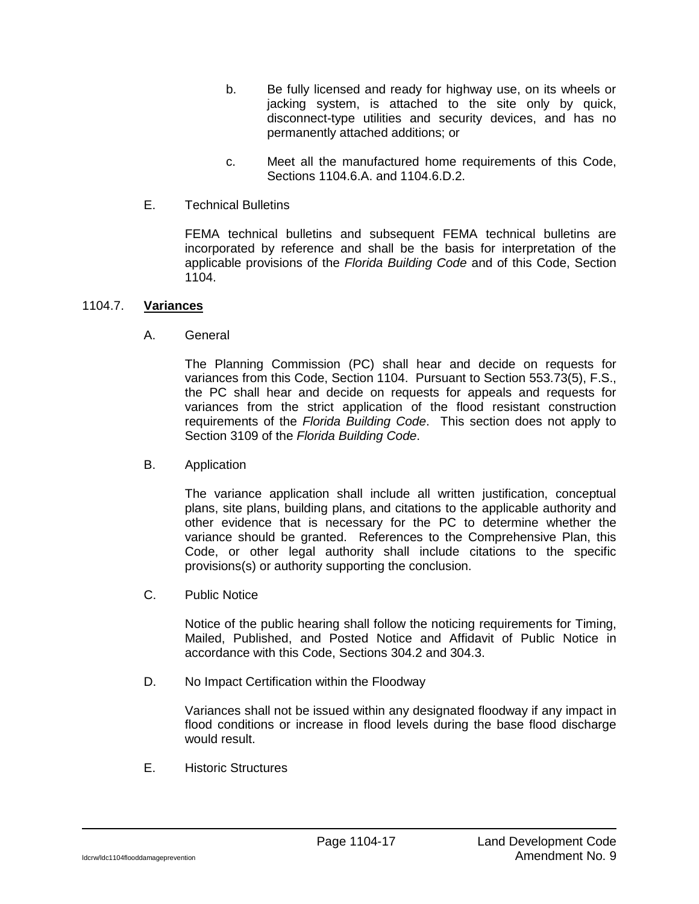b. Be fully licensed and ready for highway use, on its wheels or jacking system, is attached to the site only by quick, disconnect-type utilities and security devices, and has no permanently attached additions; or

c. Meet all the manufactured home requirements of this Code, Sections 1104.6.A. and 1104.6.D.2.

E. Technical Bulletins

FEMA technical bulletins and subsequent FEMA technical bulletins are incorporated by reference and shall be the basis for interpretation of the applicable provisions of the *Florida Building Code* and of this Code, Section 1104.

## 1104.7. **Variances**

A. General

The Planning Commission (PC) shall hear and decide on requests for variances from this Code, Section 1104. Pursuant to Section 553.73(5), F.S., the PC shall hear and decide on requests for appeals and requests for variances from the strict application of the flood resistant construction requirements of the *Florida Building Code*. This section does not apply to Section 3109 of the *Florida Building Code*.

B. Application

The variance application shall include all written justification, conceptual plans, site plans, building plans, and citations to the applicable authority and other evidence that is necessary for the PC to determine whether the variance should be granted. References to the Comprehensive Plan, this Code, or other legal authority shall include citations to the specific provisions(s) or authority supporting the conclusion.

C. Public Notice

Notice of the public hearing shall follow the noticing requirements for Timing, Mailed, Published, and Posted Notice and Affidavit of Public Notice in accordance with this Code, Sections 304.2 and 304.3.

D. No Impact Certification within the Floodway

Variances shall not be issued within any designated floodway if any impact in flood conditions or increase in flood levels during the base flood discharge would result.

E. Historic Structures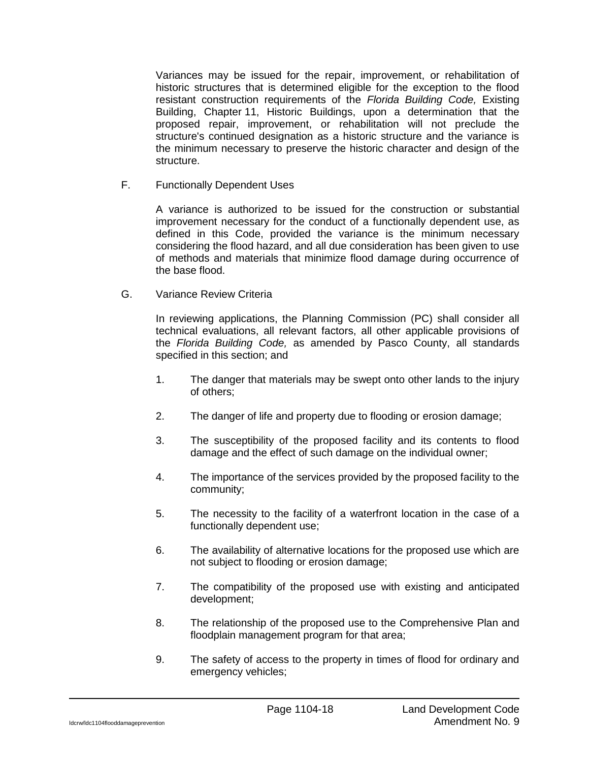Variances may be issued for the repair, improvement, or rehabilitation of historic structures that is determined eligible for the exception to the flood resistant construction requirements of the *Florida Building Code,* Existing Building, Chapter 11, Historic Buildings, upon a determination that the proposed repair, improvement, or rehabilitation will not preclude the structure's continued designation as a historic structure and the variance is the minimum necessary to preserve the historic character and design of the structure.

F. Functionally Dependent Uses

A variance is authorized to be issued for the construction or substantial improvement necessary for the conduct of a functionally dependent use, as defined in this Code, provided the variance is the minimum necessary considering the flood hazard, and all due consideration has been given to use of methods and materials that minimize flood damage during occurrence of the base flood.

G. Variance Review Criteria

In reviewing applications, the Planning Commission (PC) shall consider all technical evaluations, all relevant factors, all other applicable provisions of the *Florida Building Code,* as amended by Pasco County, all standards specified in this section; and

1. The danger that materials may be swept onto other lands to the injury of others;

2. The danger of life and property due to flooding or erosion damage;

3. The susceptibility of the proposed facility and its contents to flood damage and the effect of such damage on the individual owner;

4. The importance of the services provided by the proposed facility to the community;

5. The necessity to the facility of a waterfront location in the case of a functionally dependent use;

6. The availability of alternative locations for the proposed use which are not subject to flooding or erosion damage;

7. The compatibility of the proposed use with existing and anticipated development;

8. The relationship of the proposed use to the Comprehensive Plan and floodplain management program for that area;

9. The safety of access to the property in times of flood for ordinary and emergency vehicles;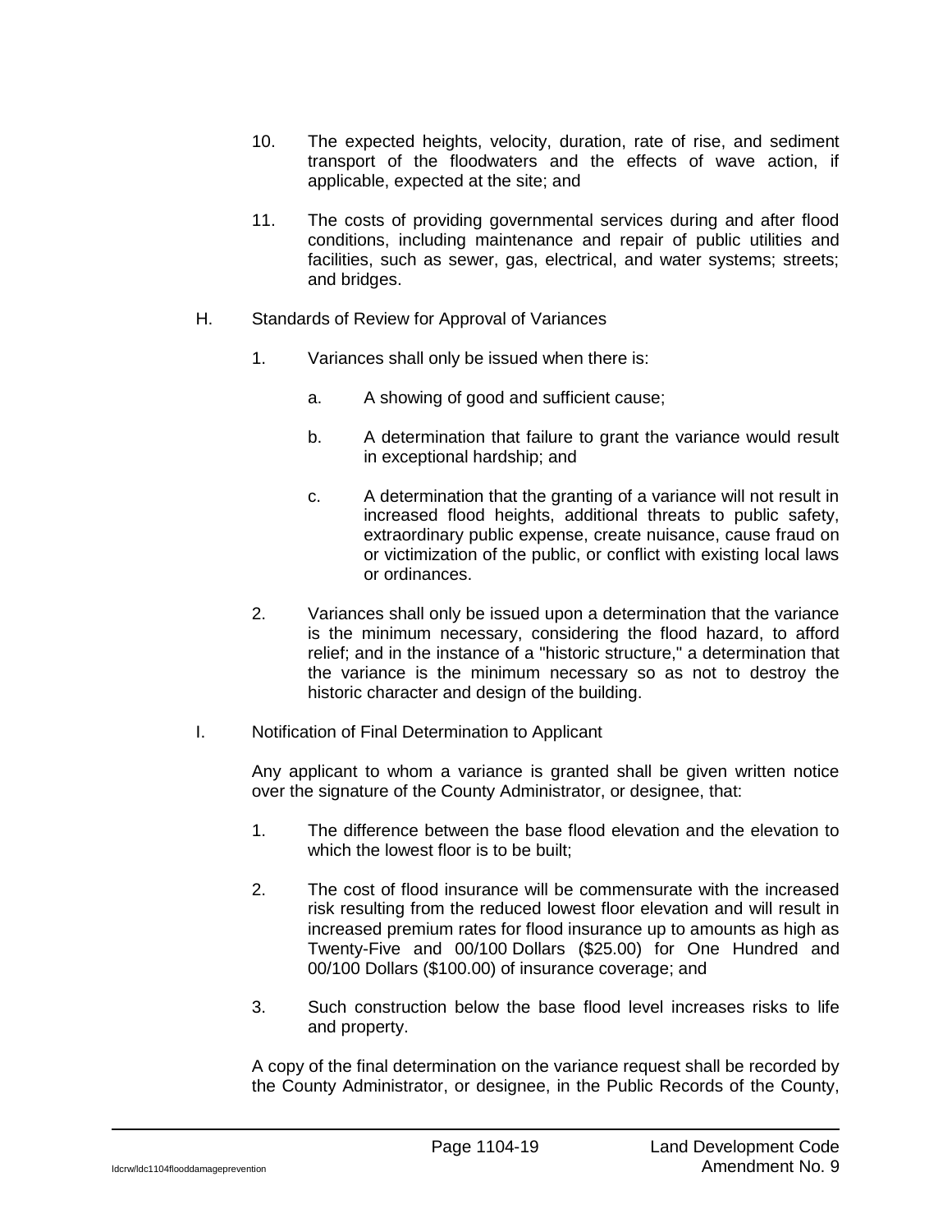10. The expected heights, velocity, duration, rate of rise, and sediment transport of the floodwaters and the effects of wave action, if applicable, expected at the site; and

11. The costs of providing governmental services during and after flood conditions, including maintenance and repair of public utilities and facilities, such as sewer, gas, electrical, and water systems; streets; and bridges.

H. Standards of Review for Approval of Variances

1. Variances shall only be issued when there is:

   a. A showing of good and sufficient cause;

   b. A determination that failure to grant the variance would result in exceptional hardship; and

   c. A determination that the granting of a variance will not result in increased flood heights, additional threats to public safety, extraordinary public expense, create nuisance, cause fraud on or victimization of the public, or conflict with existing local laws or ordinances.

2. Variances shall only be issued upon a determination that the variance is the minimum necessary, considering the flood hazard, to afford relief; and in the instance of a "historic structure," a determination that the variance is the minimum necessary so as not to destroy the historic character and design of the building.

I. Notification of Final Determination to Applicant

Any applicant to whom a variance is granted shall be given written notice over the signature of the County Administrator, or designee, that:

1. The difference between the base flood elevation and the elevation to which the lowest floor is to be built;

2. The cost of flood insurance will be commensurate with the increased risk resulting from the reduced lowest floor elevation and will result in increased premium rates for flood insurance up to amounts as high as Twenty-Five and 00/100 Dollars ($25.00) for One Hundred and 00/100 Dollars ($100.00) of insurance coverage; and

3. Such construction below the base flood level increases risks to life and property.

A copy of the final determination on the variance request shall be recorded by the County Administrator, or designee, in the Public Records of the County,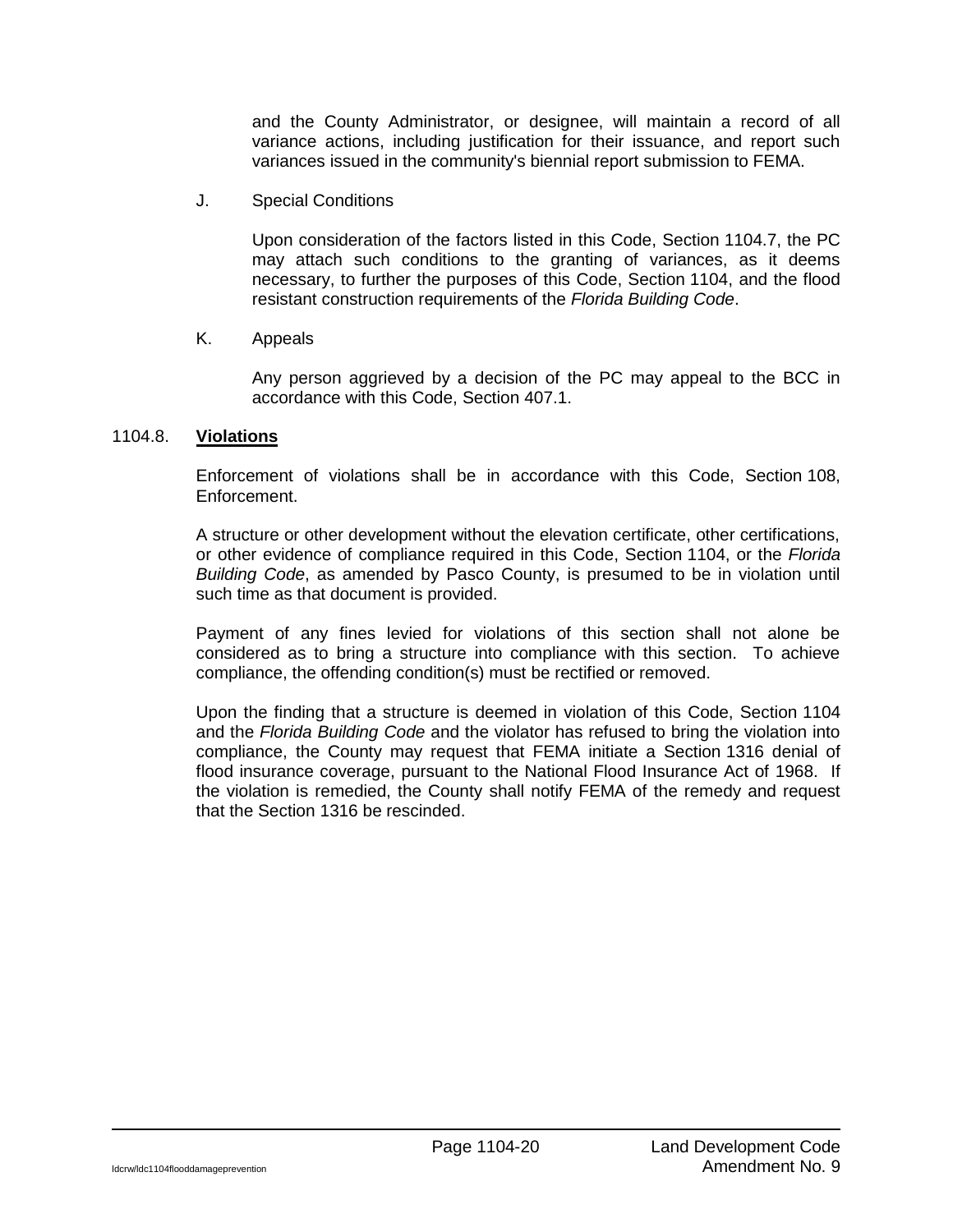and the County Administrator, or designee, will maintain a record of all variance actions, including justification for their issuance, and report such variances issued in the community's biennial report submission to FEMA.

J. Special Conditions

Upon consideration of the factors listed in this Code, Section 1104.7, the PC may attach such conditions to the granting of variances, as it deems necessary, to further the purposes of this Code, Section 1104, and the flood resistant construction requirements of the *Florida Building Code*.

K. Appeals

Any person aggrieved by a decision of the PC may appeal to the BCC in accordance with this Code, Section 407.1.

## 1104.8. **Violations**

Enforcement of violations shall be in accordance with this Code, Section 108, Enforcement.

A structure or other development without the elevation certificate, other certifications, or other evidence of compliance required in this Code, Section 1104, or the *Florida Building Code*, as amended by Pasco County, is presumed to be in violation until such time as that document is provided.

Payment of any fines levied for violations of this section shall not alone be considered as to bring a structure into compliance with this section. To achieve compliance, the offending condition(s) must be rectified or removed.

Upon the finding that a structure is deemed in violation of this Code, Section 1104 and the *Florida Building Code* and the violator has refused to bring the violation into compliance, the County may request that FEMA initiate a Section 1316 denial of flood insurance coverage, pursuant to the National Flood Insurance Act of 1968. If the violation is remedied, the County shall notify FEMA of the remedy and request that the Section 1316 be rescinded.